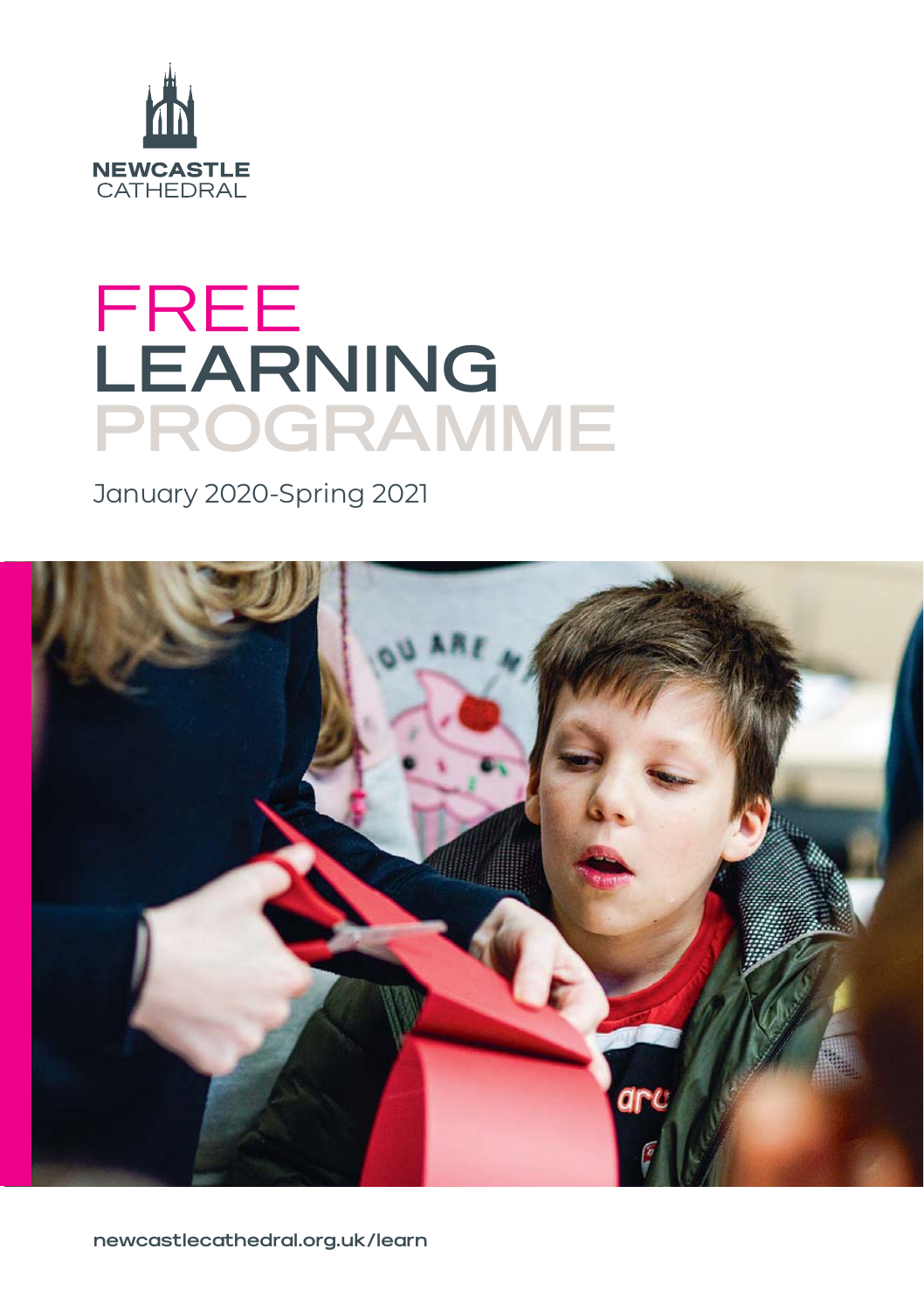NEWCASTLE
CATHEDRAL

# FREE LEARNING PROGRAMME

January 2020-Spring 2021

newcastlecathedral.org.uk/learn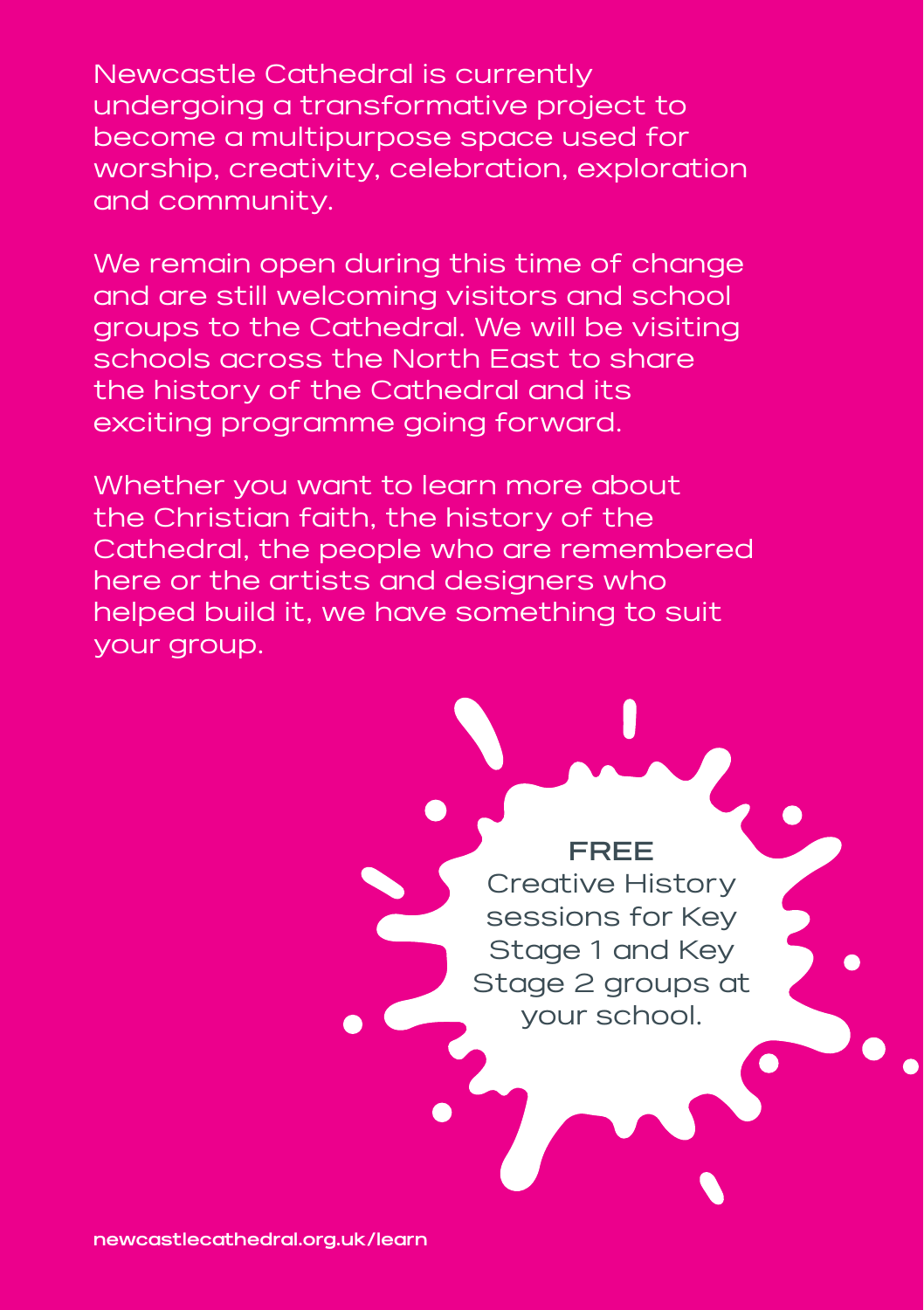Newcastle Cathedral is currently undergoing a transformative project to become a multipurpose space used for worship, creativity, celebration, exploration and community.

We remain open during this time of change and are still welcoming visitors and school groups to the Cathedral. We will be visiting schools across the North East to share the history of the Cathedral and its exciting programme going forward.

Whether you want to learn more about the Christian faith, the history of the Cathedral, the people who are remembered here or the artists and designers who helped build it, we have something to suit your group.

**FREE**
Creative History sessions for Key Stage 1 and Key Stage 2 groups at your school.

**newcastlecathedral.org.uk/learn**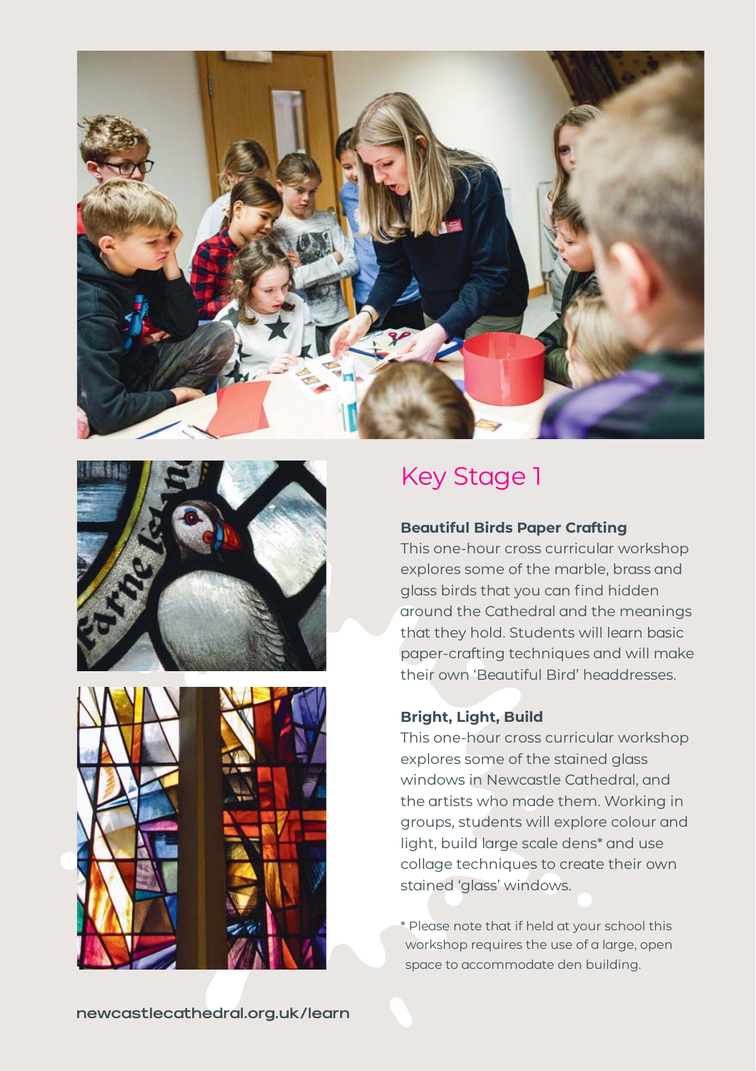## Key Stage 1

**Beautiful Birds Paper Crafting**

This one-hour cross curricular workshop explores some of the marble, brass and glass birds that you can find hidden around the Cathedral and the meanings that they hold. Students will learn basic paper-crafting techniques and will make their own 'Beautiful Bird' headdresses.

**Bright, Light, Build**

This one-hour cross curricular workshop explores some of the stained glass windows in Newcastle Cathedral, and the artists who made them. Working in groups, students will explore colour and light, build large scale dens* and use collage techniques to create their own stained 'glass' windows.

\* Please note that if held at your school this workshop requires the use of a large, open space to accommodate den building.

newcastlecathedral.org.uk/learn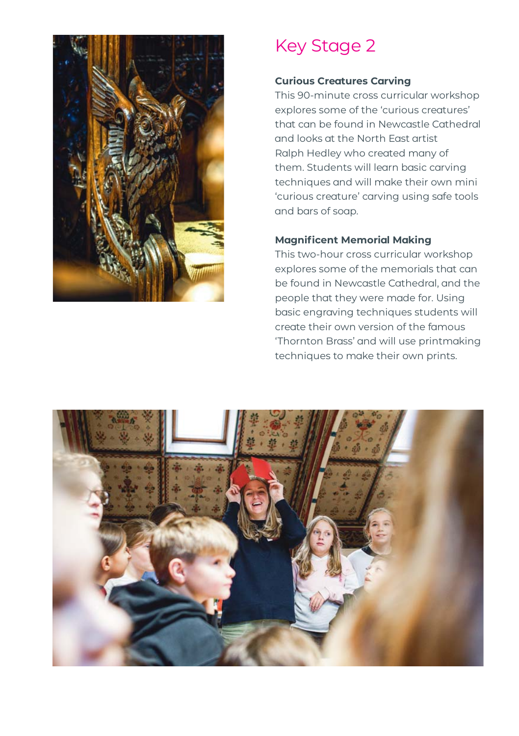# Key Stage 2

**Curious Creatures Carving**

This 90-minute cross curricular workshop explores some of the 'curious creatures' that can be found in Newcastle Cathedral and looks at the North East artist Ralph Hedley who created many of them. Students will learn basic carving techniques and will make their own mini 'curious creature' carving using safe tools and bars of soap.

**Magnificent Memorial Making**

This two-hour cross curricular workshop explores some of the memorials that can be found in Newcastle Cathedral, and the people that they were made for. Using basic engraving techniques students will create their own version of the famous 'Thornton Brass' and will use printmaking techniques to make their own prints.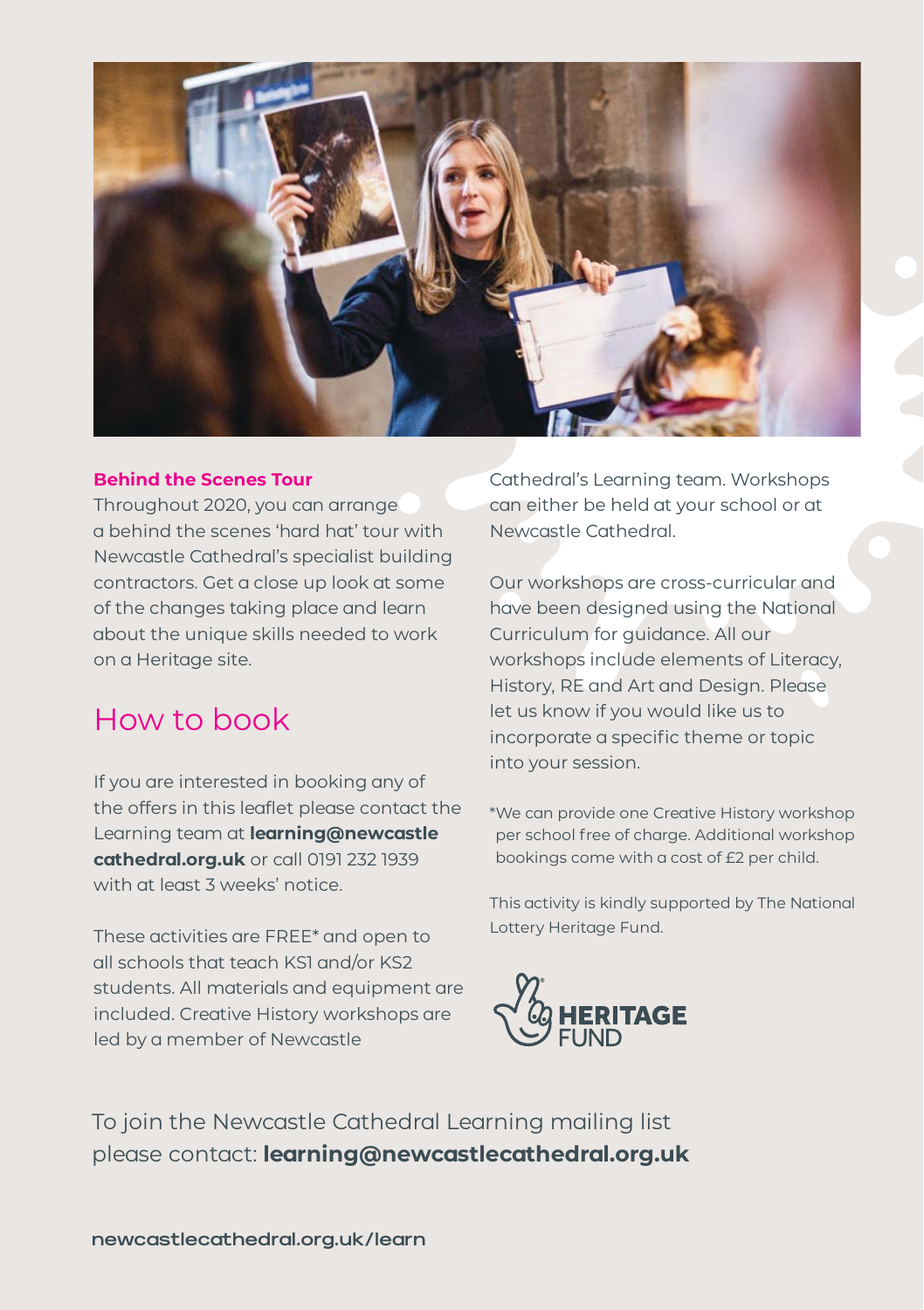**Behind the Scenes Tour**

Throughout 2020, you can arrange a behind the scenes 'hard hat' tour with Newcastle Cathedral's specialist building contractors. Get a close up look at some of the changes taking place and learn about the unique skills needed to work on a Heritage site.

## How to book

If you are interested in booking any of the offers in this leaflet please contact the Learning team at **learning@newcastlecathedral.org.uk** or call 0191 232 1939 with at least 3 weeks' notice.

These activities are FREE* and open to all schools that teach KS1 and/or KS2 students. All materials and equipment are included. Creative History workshops are led by a member of Newcastle Cathedral's Learning team. Workshops can either be held at your school or at Newcastle Cathedral.

Our workshops are cross-curricular and have been designed using the National Curriculum for guidance. All our workshops include elements of Literacy, History, RE and Art and Design. Please let us know if you would like us to incorporate a specific theme or topic into your session.

*We can provide one Creative History workshop per school free of charge. Additional workshop bookings come with a cost of £2 per child.

This activity is kindly supported by The National Lottery Heritage Fund.

HERITAGE FUND

To join the Newcastle Cathedral Learning mailing list please contact: **learning@newcastlecathedral.org.uk**

newcastlecathedral.org.uk/learn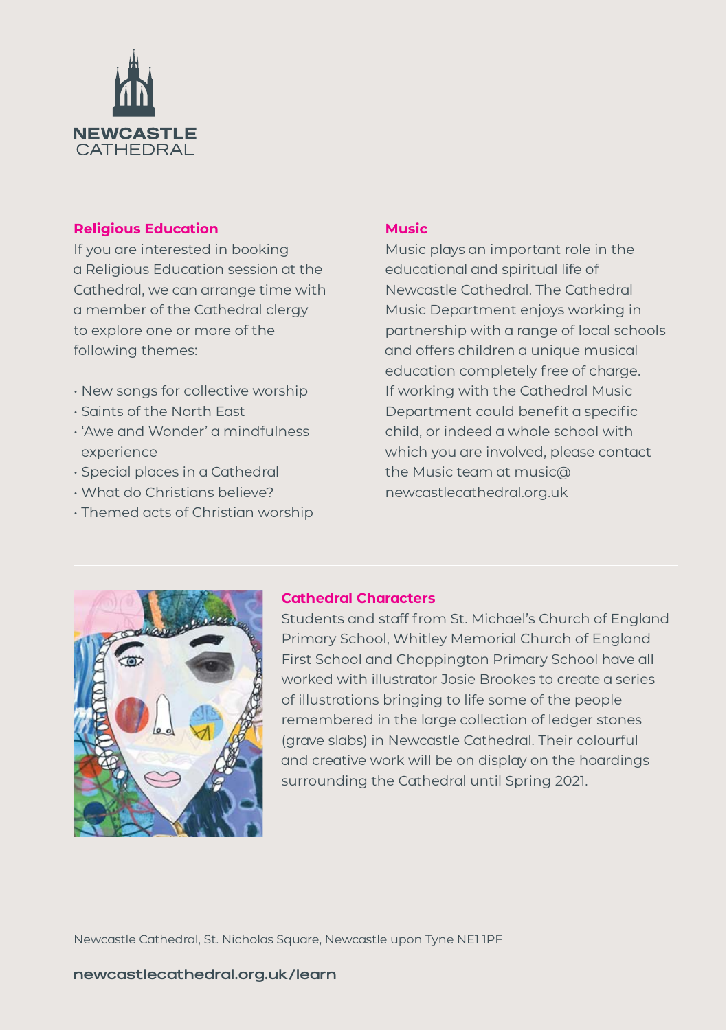NEWCASTLE CATHEDRAL

## Religious Education

If you are interested in booking a Religious Education session at the Cathedral, we can arrange time with a member of the Cathedral clergy to explore one or more of the following themes:

- New songs for collective worship
- Saints of the North East
- 'Awe and Wonder' a mindfulness experience
- Special places in a Cathedral
- What do Christians believe?
- Themed acts of Christian worship

## Music

Music plays an important role in the educational and spiritual life of Newcastle Cathedral. The Cathedral Music Department enjoys working in partnership with a range of local schools and offers children a unique musical education completely free of charge. If working with the Cathedral Music Department could benefit a specific child, or indeed a whole school with which you are involved, please contact the Music team at music@newcastlecathedral.org.uk

## Cathedral Characters

Students and staff from St. Michael's Church of England Primary School, Whitley Memorial Church of England First School and Choppington Primary School have all worked with illustrator Josie Brookes to create a series of illustrations bringing to life some of the people remembered in the large collection of ledger stones (grave slabs) in Newcastle Cathedral. Their colourful and creative work will be on display on the hoardings surrounding the Cathedral until Spring 2021.

Newcastle Cathedral, St. Nicholas Square, Newcastle upon Tyne NE1 1PF

**newcastlecathedral.org.uk/learn**